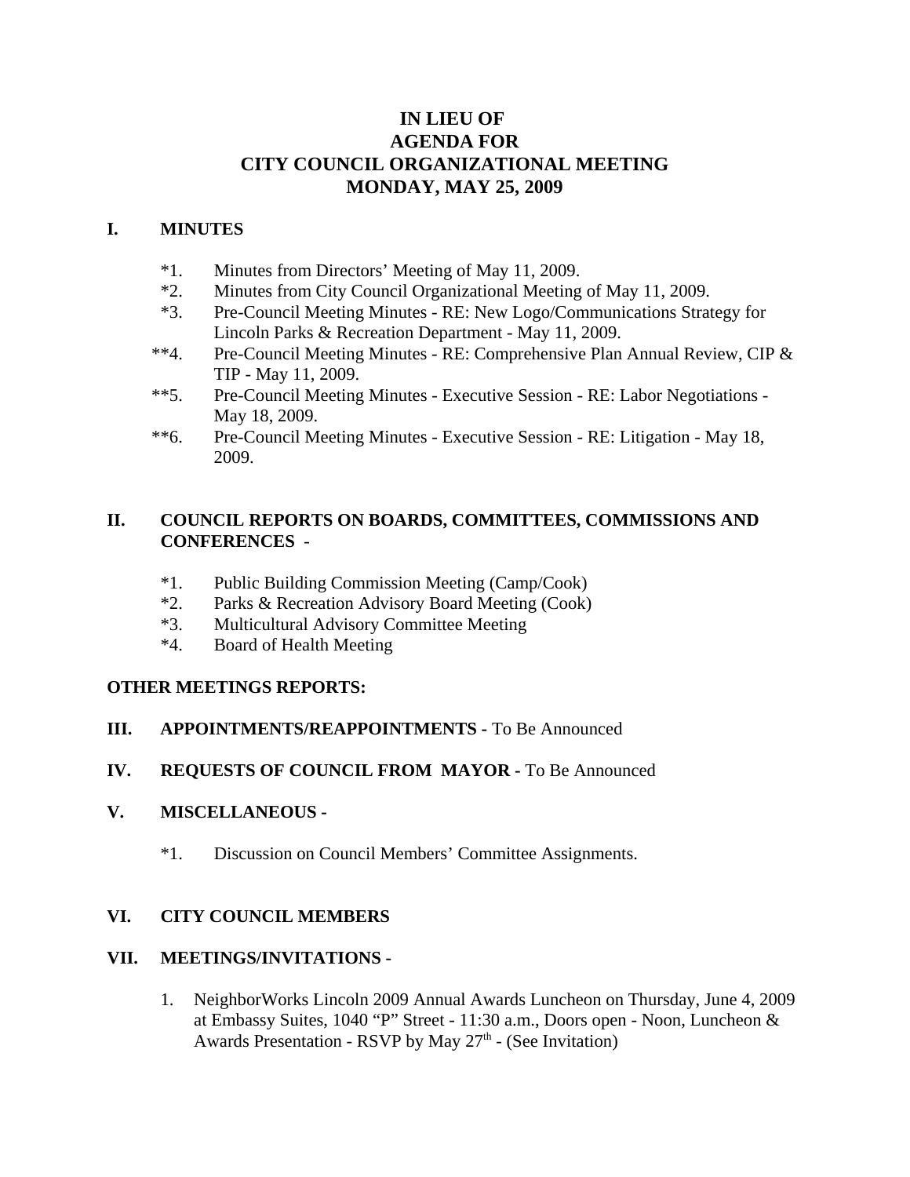# IN LIEU OF
# AGENDA FOR
# CITY COUNCIL ORGANIZATIONAL MEETING
# MONDAY, MAY 25, 2009

## I. MINUTES

*1. Minutes from Directors' Meeting of May 11, 2009.

*2. Minutes from City Council Organizational Meeting of May 11, 2009.

*3. Pre-Council Meeting Minutes - RE: New Logo/Communications Strategy for Lincoln Parks & Recreation Department - May 11, 2009.

**4. Pre-Council Meeting Minutes - RE: Comprehensive Plan Annual Review, CIP & TIP - May 11, 2009.

**5. Pre-Council Meeting Minutes - Executive Session - RE: Labor Negotiations - May 18, 2009.

**6. Pre-Council Meeting Minutes - Executive Session - RE: Litigation - May 18, 2009.

## II. COUNCIL REPORTS ON BOARDS, COMMITTEES, COMMISSIONS AND CONFERENCES -

*1. Public Building Commission Meeting (Camp/Cook)

*2. Parks & Recreation Advisory Board Meeting (Cook)

*3. Multicultural Advisory Committee Meeting

*4. Board of Health Meeting

**OTHER MEETINGS REPORTS:**

## III. APPOINTMENTS/REAPPOINTMENTS - To Be Announced

## IV. REQUESTS OF COUNCIL FROM MAYOR - To Be Announced

## V. MISCELLANEOUS -

*1. Discussion on Council Members' Committee Assignments.

## VI. CITY COUNCIL MEMBERS

## VII. MEETINGS/INVITATIONS -

1. NeighborWorks Lincoln 2009 Annual Awards Luncheon on Thursday, June 4, 2009 at Embassy Suites, 1040 "P" Street - 11:30 a.m., Doors open - Noon, Luncheon & Awards Presentation - RSVP by May 27th - (See Invitation)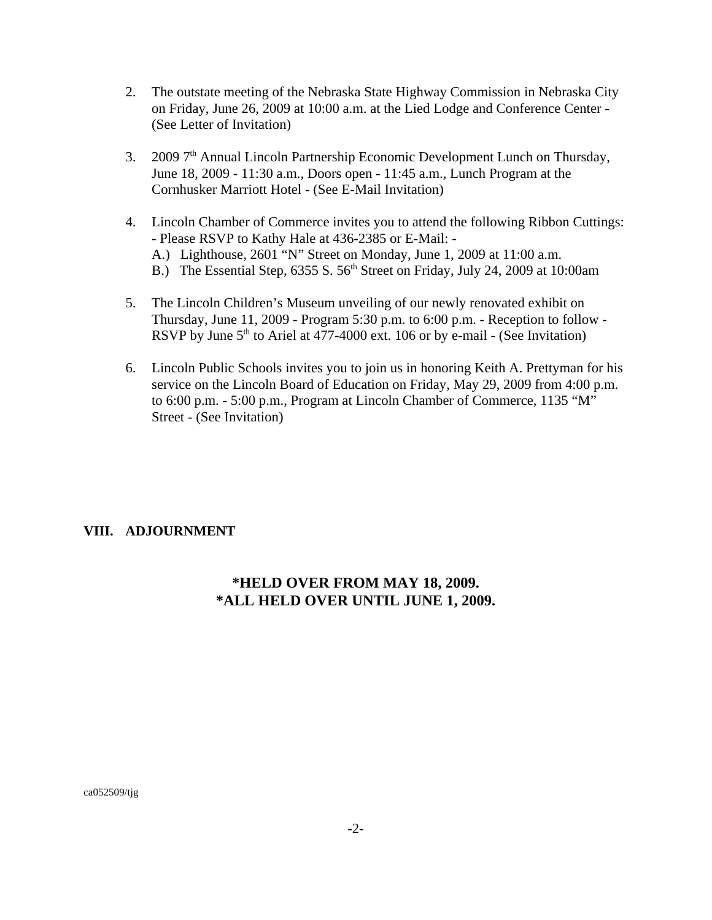2. The outstate meeting of the Nebraska State Highway Commission in Nebraska City on Friday, June 26, 2009 at 10:00 a.m. at the Lied Lodge and Conference Center - (See Letter of Invitation)

3. 2009 7th Annual Lincoln Partnership Economic Development Lunch on Thursday, June 18, 2009 - 11:30 a.m., Doors open - 11:45 a.m., Lunch Program at the Cornhusker Marriott Hotel - (See E-Mail Invitation)

4. Lincoln Chamber of Commerce invites you to attend the following Ribbon Cuttings: - Please RSVP to Kathy Hale at 436-2385 or E-Mail: -
   A.) Lighthouse, 2601 "N" Street on Monday, June 1, 2009 at 11:00 a.m.
   B.) The Essential Step, 6355 S. 56th Street on Friday, July 24, 2009 at 10:00am

5. The Lincoln Children's Museum unveiling of our newly renovated exhibit on Thursday, June 11, 2009 - Program 5:30 p.m. to 6:00 p.m. - Reception to follow - RSVP by June 5th to Ariel at 477-4000 ext. 106 or by e-mail - (See Invitation)

6. Lincoln Public Schools invites you to join us in honoring Keith A. Prettyman for his service on the Lincoln Board of Education on Friday, May 29, 2009 from 4:00 p.m. to 6:00 p.m. - 5:00 p.m., Program at Lincoln Chamber of Commerce, 1135 "M" Street - (See Invitation)

**VIII. ADJOURNMENT**

**\*HELD OVER FROM MAY 18, 2009.**
**\*ALL HELD OVER UNTIL JUNE 1, 2009.**

ca052509/tjg